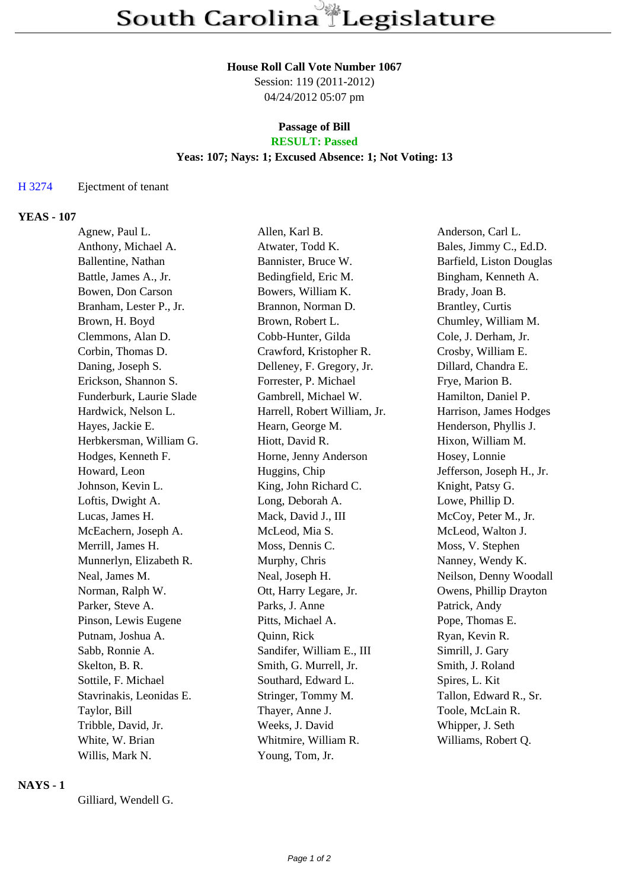# South Carolina Legislature

**House Roll Call Vote Number 1067**

Session: 119 (2011-2012)

04/24/2012 05:07 pm

**Passage of Bill**

**RESULT: Passed**

**Yeas: 107; Nays: 1; Excused Absence: 1; Not Voting: 13**

H 3274 Ejectment of tenant

## YEAS - 107

| | | |
|---|---|---|
| Agnew, Paul L. | Allen, Karl B. | Anderson, Carl L. |
| Anthony, Michael A. | Atwater, Todd K. | Bales, Jimmy C., Ed.D. |
| Ballentine, Nathan | Bannister, Bruce W. | Barfield, Liston Douglas |
| Battle, James A., Jr. | Bedingfield, Eric M. | Bingham, Kenneth A. |
| Bowen, Don Carson | Bowers, William K. | Brady, Joan B. |
| Branham, Lester P., Jr. | Brannon, Norman D. | Brantley, Curtis |
| Brown, H. Boyd | Brown, Robert L. | Chumley, William M. |
| Clemmons, Alan D. | Cobb-Hunter, Gilda | Cole, J. Derham, Jr. |
| Corbin, Thomas D. | Crawford, Kristopher R. | Crosby, William E. |
| Daning, Joseph S. | Delleney, F. Gregory, Jr. | Dillard, Chandra E. |
| Erickson, Shannon S. | Forrester, P. Michael | Frye, Marion B. |
| Funderburk, Laurie Slade | Gambrell, Michael W. | Hamilton, Daniel P. |
| Hardwick, Nelson L. | Harrell, Robert William, Jr. | Harrison, James Hodges |
| Hayes, Jackie E. | Hearn, George M. | Henderson, Phyllis J. |
| Herbkersman, William G. | Hiott, David R. | Hixon, William M. |
| Hodges, Kenneth F. | Horne, Jenny Anderson | Hosey, Lonnie |
| Howard, Leon | Huggins, Chip | Jefferson, Joseph H., Jr. |
| Johnson, Kevin L. | King, John Richard C. | Knight, Patsy G. |
| Loftis, Dwight A. | Long, Deborah A. | Lowe, Phillip D. |
| Lucas, James H. | Mack, David J., III | McCoy, Peter M., Jr. |
| McEachern, Joseph A. | McLeod, Mia S. | McLeod, Walton J. |
| Merrill, James H. | Moss, Dennis C. | Moss, V. Stephen |
| Munnerlyn, Elizabeth R. | Murphy, Chris | Nanney, Wendy K. |
| Neal, James M. | Neal, Joseph H. | Neilson, Denny Woodall |
| Norman, Ralph W. | Ott, Harry Legare, Jr. | Owens, Phillip Drayton |
| Parker, Steve A. | Parks, J. Anne | Patrick, Andy |
| Pinson, Lewis Eugene | Pitts, Michael A. | Pope, Thomas E. |
| Putnam, Joshua A. | Quinn, Rick | Ryan, Kevin R. |
| Sabb, Ronnie A. | Sandifer, William E., III | Simrill, J. Gary |
| Skelton, B. R. | Smith, G. Murrell, Jr. | Smith, J. Roland |
| Sottile, F. Michael | Southard, Edward L. | Spires, L. Kit |
| Stavrinakis, Leonidas E. | Stringer, Tommy M. | Tallon, Edward R., Sr. |
| Taylor, Bill | Thayer, Anne J. | Toole, McLain R. |
| Tribble, David, Jr. | Weeks, J. David | Whipper, J. Seth |
| White, W. Brian | Whitmire, William R. | Williams, Robert Q. |
| Willis, Mark N. | Young, Tom, Jr. | |

## NAYS - 1

Gilliard, Wendell G.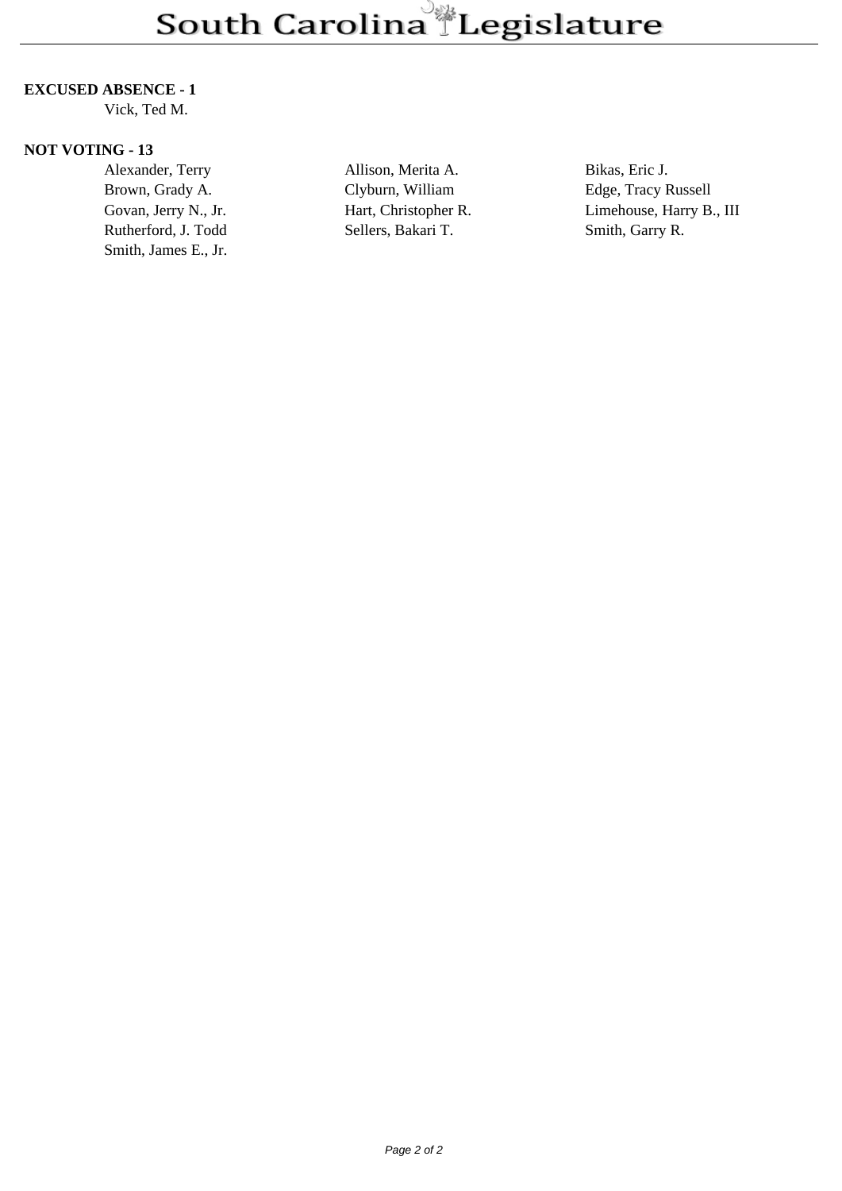**EXCUSED ABSENCE - 1**

Vick, Ted M.

**NOT VOTING - 13**

| | | |
|---|---|---|
| Alexander, Terry | Allison, Merita A. | Bikas, Eric J. |
| Brown, Grady A. | Clyburn, William | Edge, Tracy Russell |
| Govan, Jerry N., Jr. | Hart, Christopher R. | Limehouse, Harry B., III |
| Rutherford, J. Todd | Sellers, Bakari T. | Smith, Garry R. |
| Smith, James E., Jr. | | |